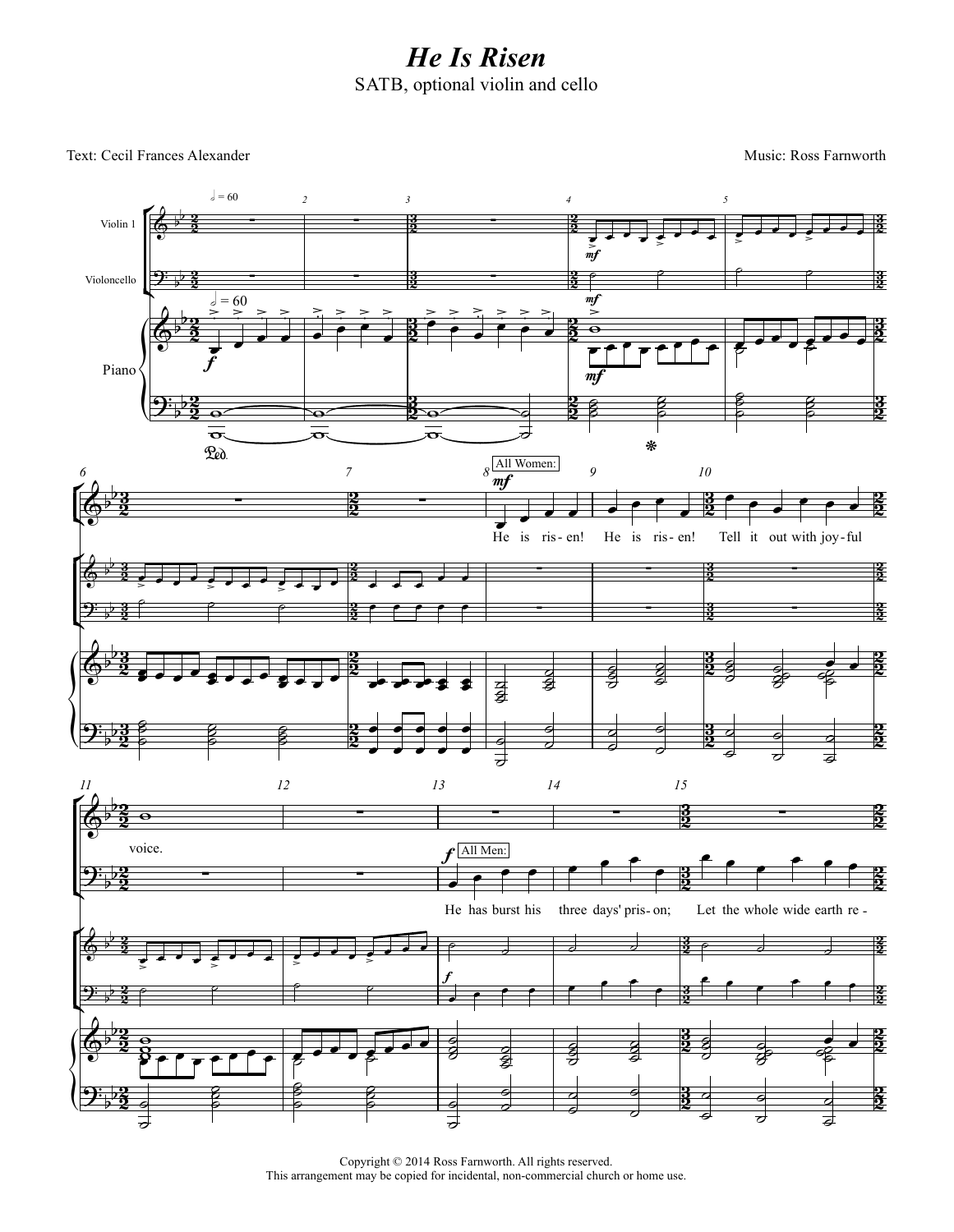# *He Is Risen*

SATB, optional violin and cello

Text: Cecil Frances Alexander

Music: Ross Farnworth

Copyright © 2014 Ross Farnworth. All rights reserved.
This arrangement may be copied for incidental, non-commercial church or home use.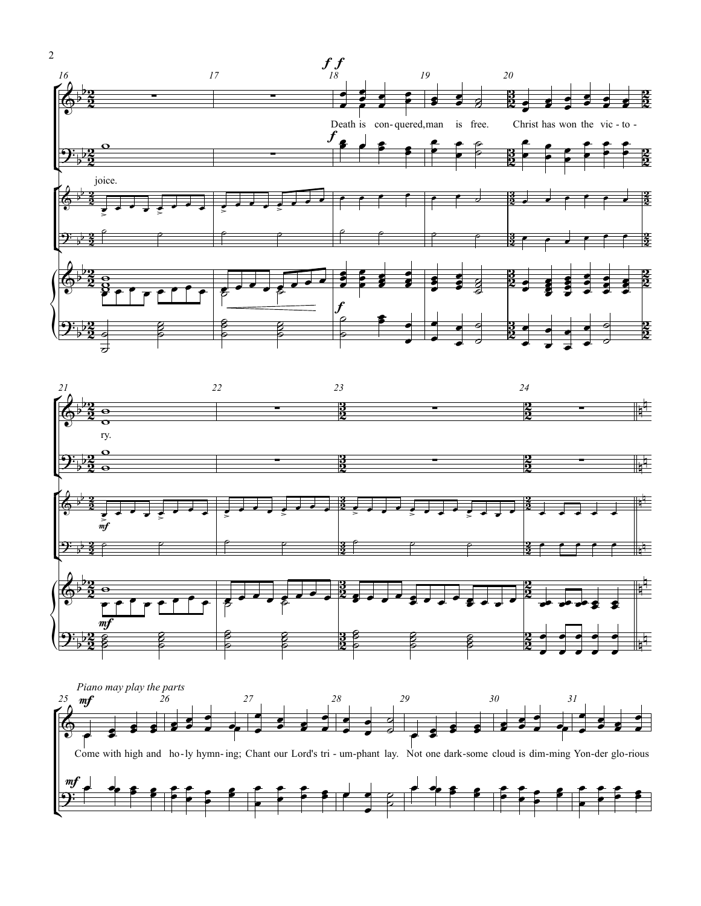Death is con- quered, man is free. Christ has won the vic - to - ry.

joice.

*Piano may play the parts*

Come with high and ho - ly hymn - ing; Chant our Lord's tri - um - phant lay. Not one dark - some cloud is dim - ming Yon - der glo - rious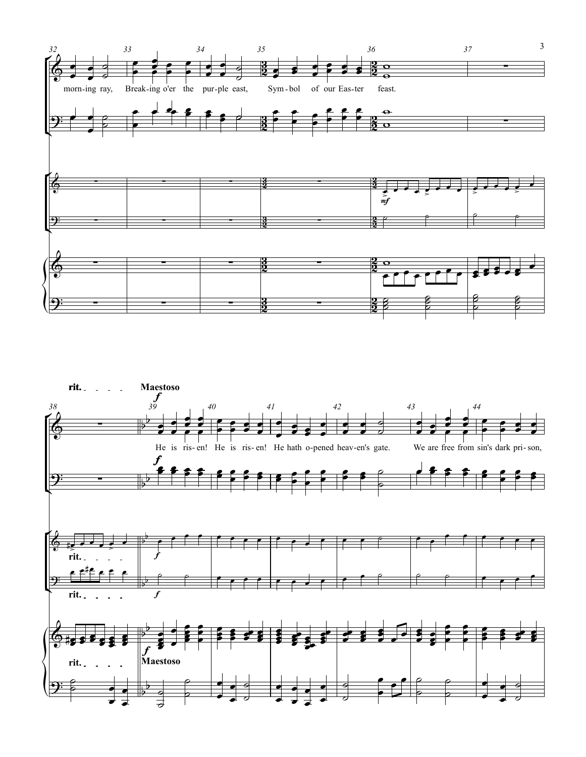morn-ing ray, Break-ing o'er the pur-ple east, Sym-bol of our Eas-ter feast.

**rit.** **Maestoso**

He is ris-en! He is ris-en! He hath o-pened heav-en's gate. We are free from sin's dark pri-son,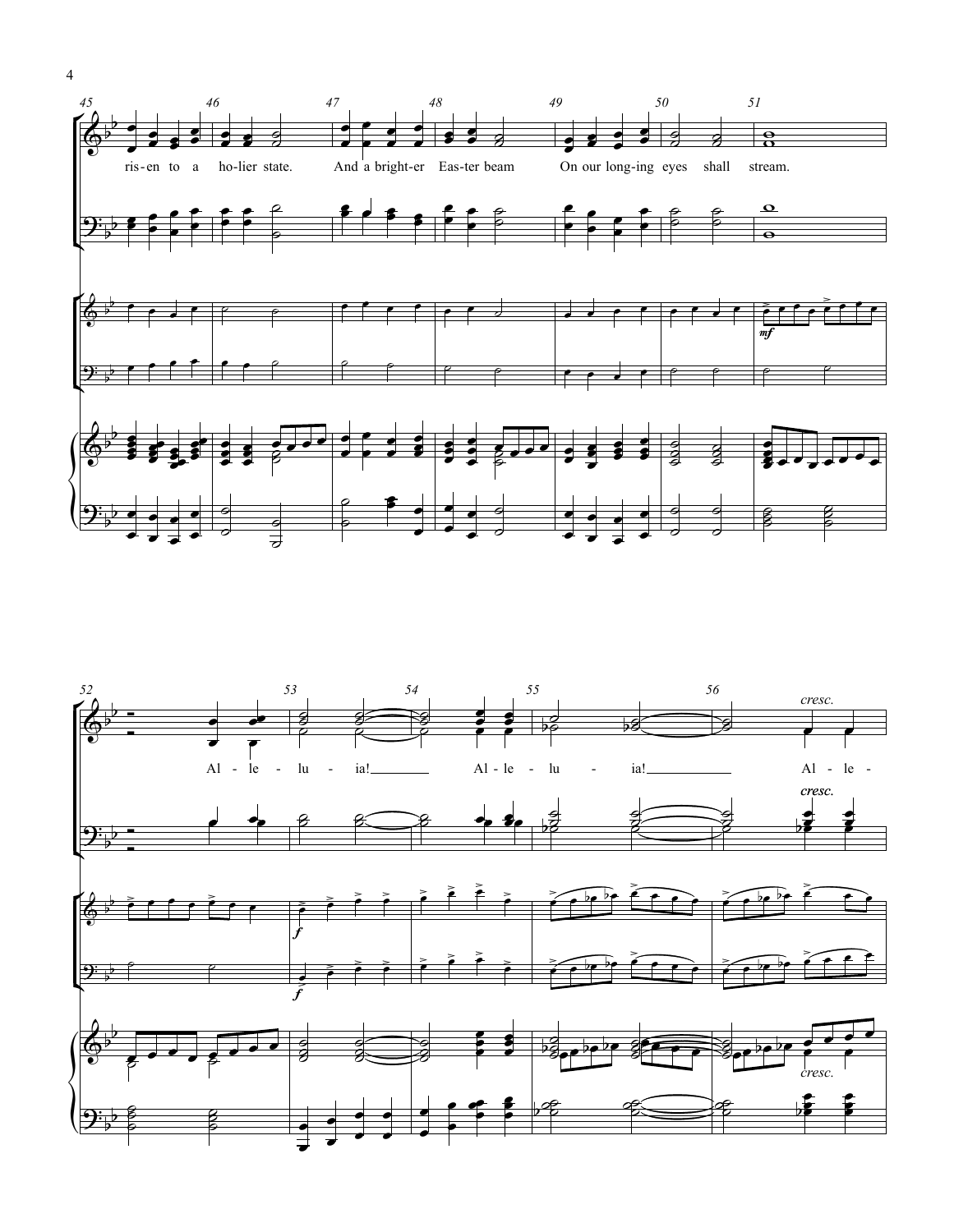ris-en to a ho-lier state. And a bright-er Eas-ter beam On our long-ing eyes shall stream.

*mf*

Al - le - lu - ia! Al - le - lu - ia! Al - le -

*f*

*cresc.*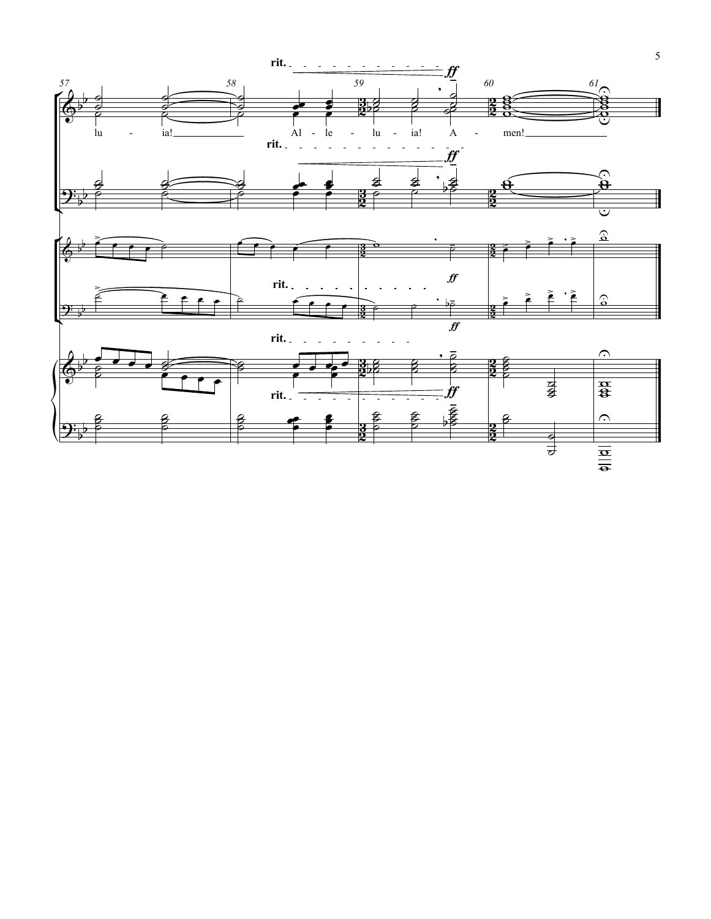rit.

ff

lu - ia! Al - le - lu - ia! A - men!

rit.

ff

rit.

ff

ff

rit.

rit.

ff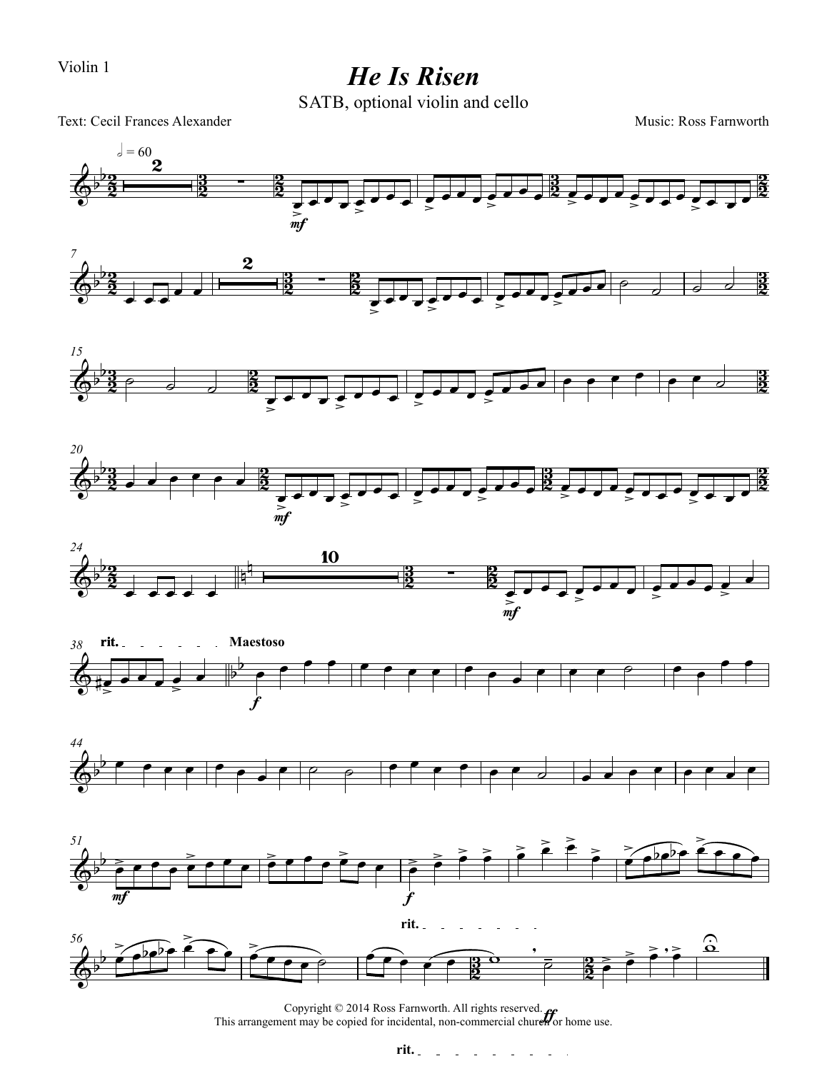Violin 1

# *He Is Risen*

SATB, optional violin and cello

Text: Cecil Frances Alexander

Music: Ross Farnworth

Copyright © 2014 Ross Farnworth. All rights reserved.
This arrangement may be copied for incidental, non-commercial church or home use.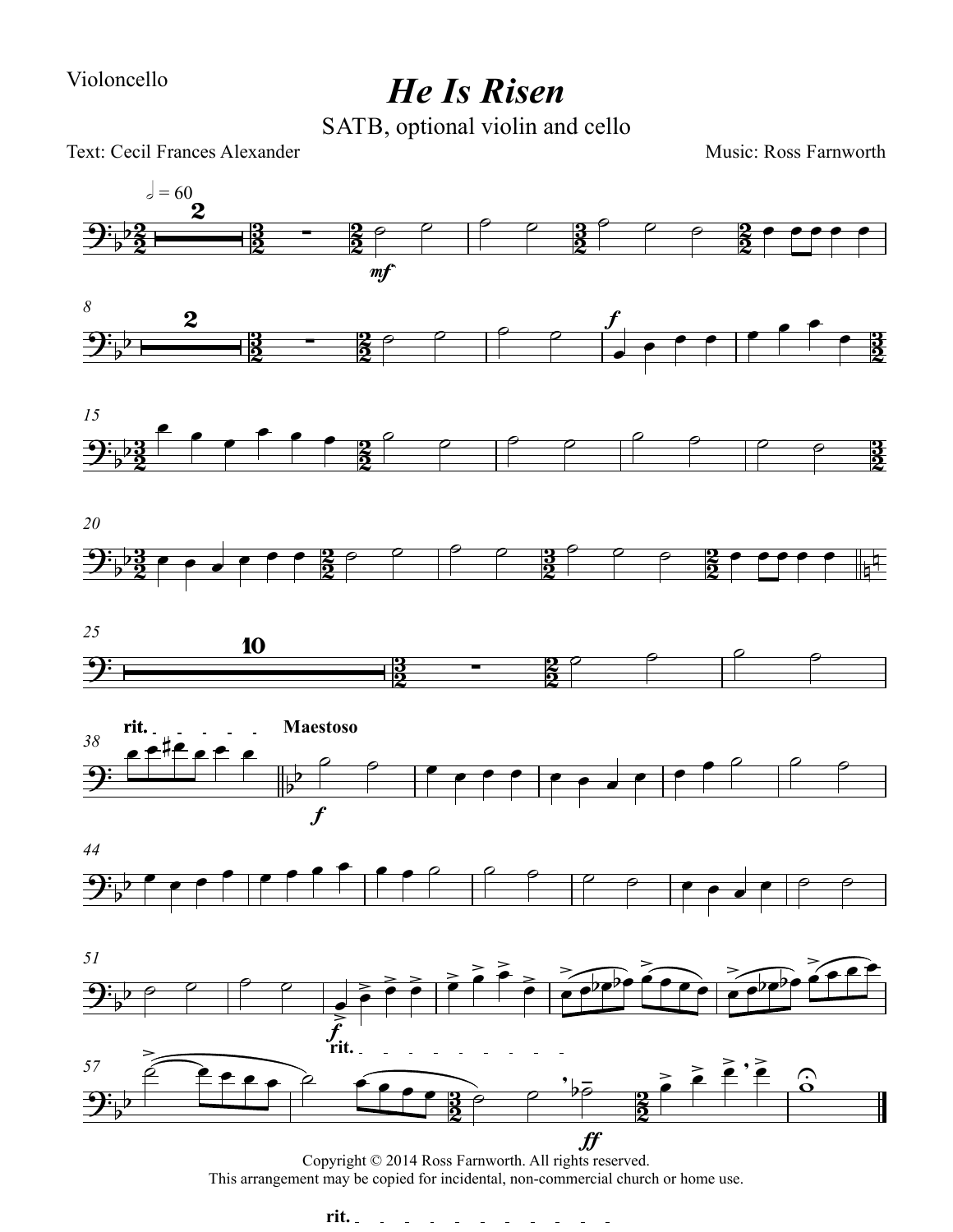Violoncello

# He Is Risen

SATB, optional violin and cello

Text: Cecil Frances Alexander

Music: Ross Farnworth

Copyright © 2014 Ross Farnworth. All rights reserved.
This arrangement may be copied for incidental, non-commercial church or home use.